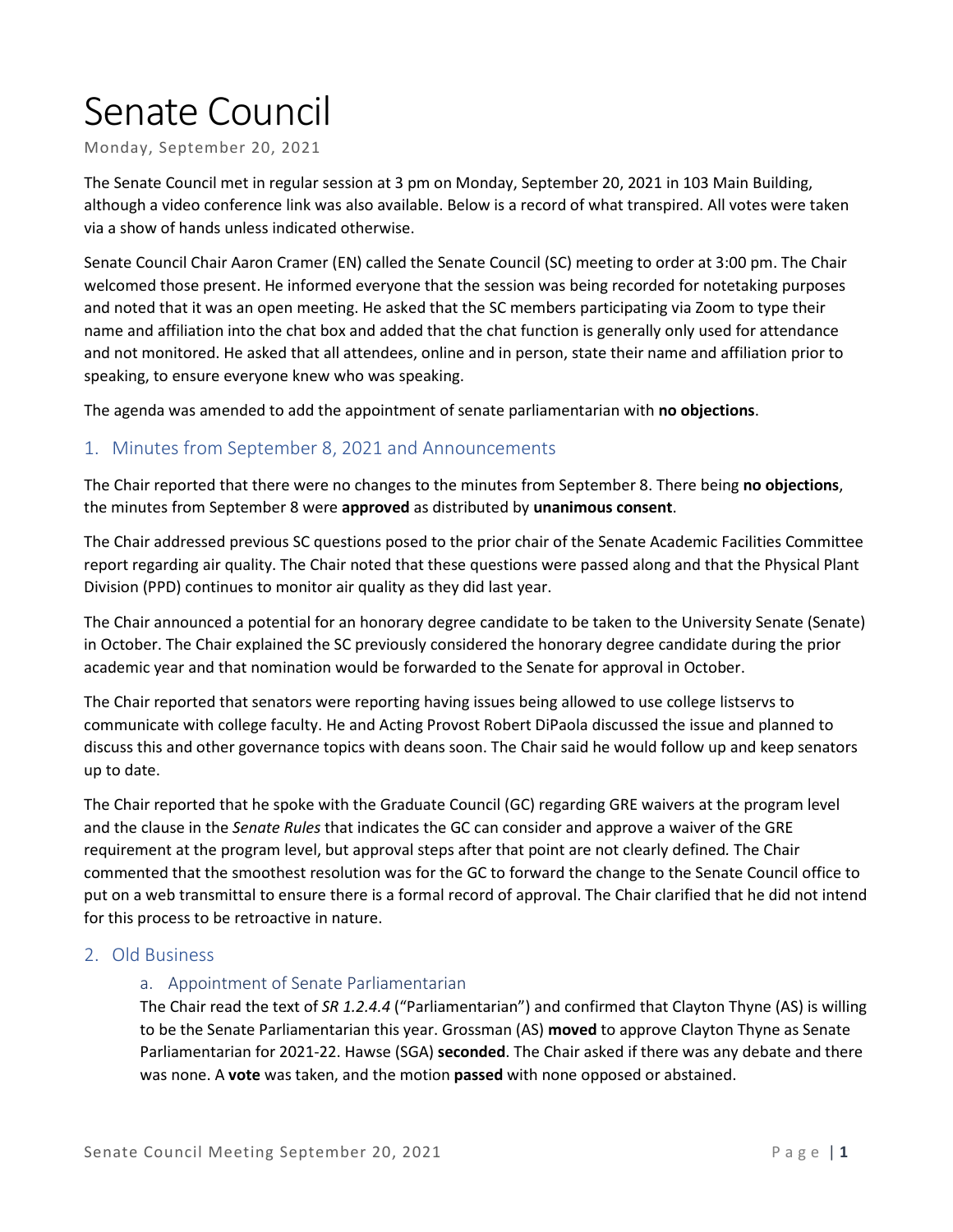# Senate Council

Monday, September 20, 2021

The Senate Council met in regular session at 3 pm on Monday, September 20, 2021 in 103 Main Building, although a video conference link was also available. Below is a record of what transpired. All votes were taken via a show of hands unless indicated otherwise.

Senate Council Chair Aaron Cramer (EN) called the Senate Council (SC) meeting to order at 3:00 pm. The Chair welcomed those present. He informed everyone that the session was being recorded for notetaking purposes and noted that it was an open meeting. He asked that the SC members participating via Zoom to type their name and affiliation into the chat box and added that the chat function is generally only used for attendance and not monitored. He asked that all attendees, online and in person, state their name and affiliation prior to speaking, to ensure everyone knew who was speaking.

The agenda was amended to add the appointment of senate parliamentarian with **no objections**.

## 1. Minutes from September 8, 2021 and Announcements

The Chair reported that there were no changes to the minutes from September 8. There being **no objections**, the minutes from September 8 were **approved** as distributed by **unanimous consent**.

The Chair addressed previous SC questions posed to the prior chair of the Senate Academic Facilities Committee report regarding air quality. The Chair noted that these questions were passed along and that the Physical Plant Division (PPD) continues to monitor air quality as they did last year.

The Chair announced a potential for an honorary degree candidate to be taken to the University Senate (Senate) in October. The Chair explained the SC previously considered the honorary degree candidate during the prior academic year and that nomination would be forwarded to the Senate for approval in October.

The Chair reported that senators were reporting having issues being allowed to use college listservs to communicate with college faculty. He and Acting Provost Robert DiPaola discussed the issue and planned to discuss this and other governance topics with deans soon. The Chair said he would follow up and keep senators up to date.

The Chair reported that he spoke with the Graduate Council (GC) regarding GRE waivers at the program level and the clause in the *Senate Rules* that indicates the GC can consider and approve a waiver of the GRE requirement at the program level, but approval steps after that point are not clearly defined. The Chair commented that the smoothest resolution was for the GC to forward the change to the Senate Council office to put on a web transmittal to ensure there is a formal record of approval. The Chair clarified that he did not intend for this process to be retroactive in nature.

## 2. Old Business

### a. Appointment of Senate Parliamentarian

The Chair read the text of *SR 1.2.4.4* ("Parliamentarian") and confirmed that Clayton Thyne (AS) is willing to be the Senate Parliamentarian this year. Grossman (AS) **moved** to approve Clayton Thyne as Senate Parliamentarian for 2021-22. Hawse (SGA) **seconded**. The Chair asked if there was any debate and there was none. A **vote** was taken, and the motion **passed** with none opposed or abstained.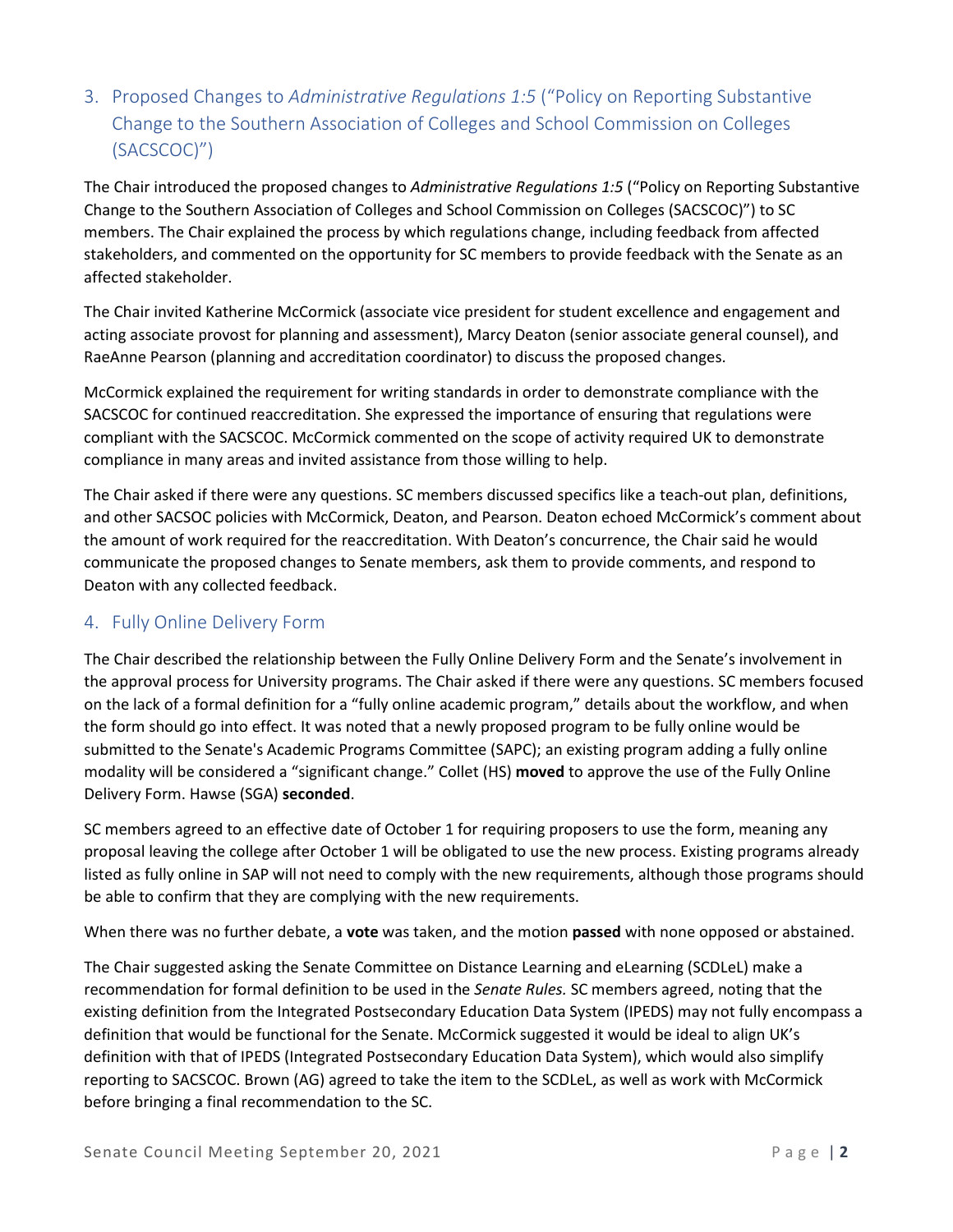## 3. Proposed Changes to *Administrative Regulations 1:5* ("Policy on Reporting Substantive Change to the Southern Association of Colleges and School Commission on Colleges (SACSCOC)")

The Chair introduced the proposed changes to *Administrative Regulations 1:5* ("Policy on Reporting Substantive Change to the Southern Association of Colleges and School Commission on Colleges (SACSCOC)") to SC members. The Chair explained the process by which regulations change, including feedback from affected stakeholders, and commented on the opportunity for SC members to provide feedback with the Senate as an affected stakeholder.

The Chair invited Katherine McCormick (associate vice president for student excellence and engagement and acting associate provost for planning and assessment), Marcy Deaton (senior associate general counsel), and RaeAnne Pearson (planning and accreditation coordinator) to discuss the proposed changes.

McCormick explained the requirement for writing standards in order to demonstrate compliance with the SACSCOC for continued reaccreditation. She expressed the importance of ensuring that regulations were compliant with the SACSCOC. McCormick commented on the scope of activity required UK to demonstrate compliance in many areas and invited assistance from those willing to help.

The Chair asked if there were any questions. SC members discussed specifics like a teach-out plan, definitions, and other SACSOC policies with McCormick, Deaton, and Pearson. Deaton echoed McCormick's comment about the amount of work required for the reaccreditation. With Deaton's concurrence, the Chair said he would communicate the proposed changes to Senate members, ask them to provide comments, and respond to Deaton with any collected feedback.

## 4. Fully Online Delivery Form

The Chair described the relationship between the Fully Online Delivery Form and the Senate's involvement in the approval process for University programs. The Chair asked if there were any questions. SC members focused on the lack of a formal definition for a "fully online academic program," details about the workflow, and when the form should go into effect. It was noted that a newly proposed program to be fully online would be submitted to the Senate's Academic Programs Committee (SAPC); an existing program adding a fully online modality will be considered a "significant change." Collet (HS) **moved** to approve the use of the Fully Online Delivery Form. Hawse (SGA) **seconded**.

SC members agreed to an effective date of October 1 for requiring proposers to use the form, meaning any proposal leaving the college after October 1 will be obligated to use the new process. Existing programs already listed as fully online in SAP will not need to comply with the new requirements, although those programs should be able to confirm that they are complying with the new requirements.

When there was no further debate, a **vote** was taken, and the motion **passed** with none opposed or abstained.

The Chair suggested asking the Senate Committee on Distance Learning and eLearning (SCDLeL) make a recommendation for formal definition to be used in the *Senate Rules.* SC members agreed, noting that the existing definition from the Integrated Postsecondary Education Data System (IPEDS) may not fully encompass a definition that would be functional for the Senate. McCormick suggested it would be ideal to align UK's definition with that of IPEDS (Integrated Postsecondary Education Data System), which would also simplify reporting to SACSCOC. Brown (AG) agreed to take the item to the SCDLeL, as well as work with McCormick before bringing a final recommendation to the SC.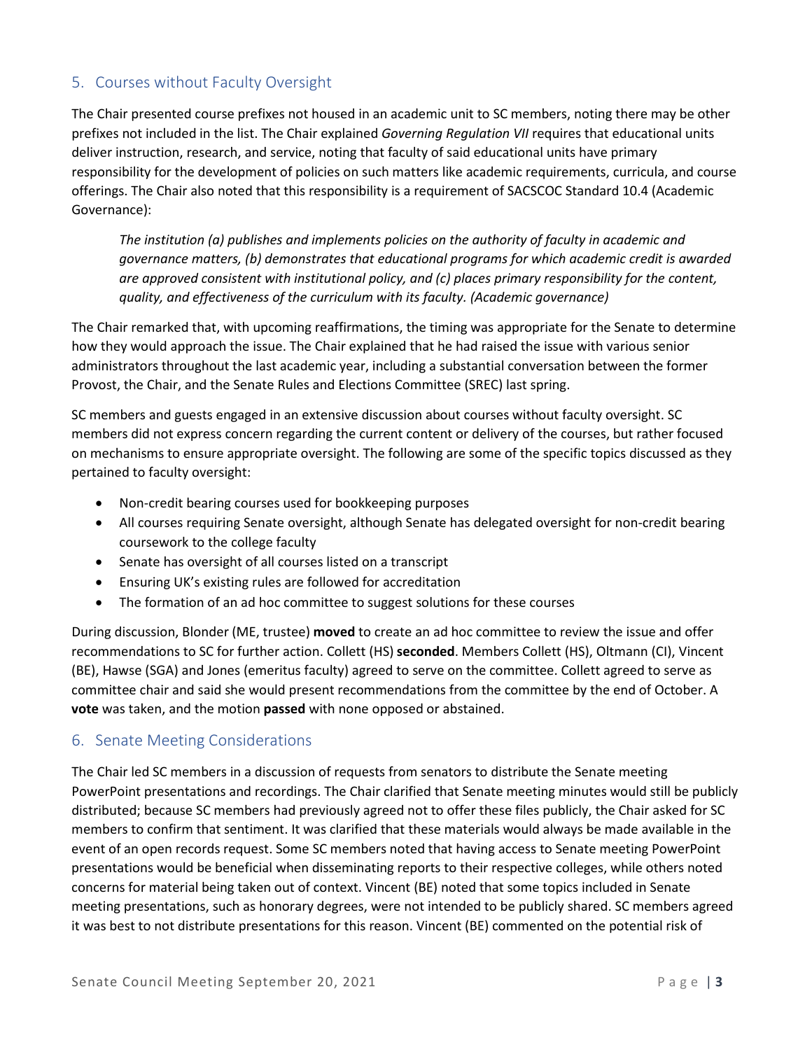## 5. Courses without Faculty Oversight

The Chair presented course prefixes not housed in an academic unit to SC members, noting there may be other prefixes not included in the list. The Chair explained *Governing Regulation VII* requires that educational units deliver instruction, research, and service, noting that faculty of said educational units have primary responsibility for the development of policies on such matters like academic requirements, curricula, and course offerings. The Chair also noted that this responsibility is a requirement of SACSCOC Standard 10.4 (Academic Governance):

> *The institution (a) publishes and implements policies on the authority of faculty in academic and governance matters, (b) demonstrates that educational programs for which academic credit is awarded are approved consistent with institutional policy, and (c) places primary responsibility for the content, quality, and effectiveness of the curriculum with its faculty. (Academic governance)*

The Chair remarked that, with upcoming reaffirmations, the timing was appropriate for the Senate to determine how they would approach the issue. The Chair explained that he had raised the issue with various senior administrators throughout the last academic year, including a substantial conversation between the former Provost, the Chair, and the Senate Rules and Elections Committee (SREC) last spring.

SC members and guests engaged in an extensive discussion about courses without faculty oversight. SC members did not express concern regarding the current content or delivery of the courses, but rather focused on mechanisms to ensure appropriate oversight. The following are some of the specific topics discussed as they pertained to faculty oversight:

- Non-credit bearing courses used for bookkeeping purposes
- All courses requiring Senate oversight, although Senate has delegated oversight for non-credit bearing coursework to the college faculty
- Senate has oversight of all courses listed on a transcript
- Ensuring UK's existing rules are followed for accreditation
- The formation of an ad hoc committee to suggest solutions for these courses

During discussion, Blonder (ME, trustee) **moved** to create an ad hoc committee to review the issue and offer recommendations to SC for further action. Collett (HS) **seconded**. Members Collett (HS), Oltmann (CI), Vincent (BE), Hawse (SGA) and Jones (emeritus faculty) agreed to serve on the committee. Collett agreed to serve as committee chair and said she would present recommendations from the committee by the end of October. A **vote** was taken, and the motion **passed** with none opposed or abstained.

## 6. Senate Meeting Considerations

The Chair led SC members in a discussion of requests from senators to distribute the Senate meeting PowerPoint presentations and recordings. The Chair clarified that Senate meeting minutes would still be publicly distributed; because SC members had previously agreed not to offer these files publicly, the Chair asked for SC members to confirm that sentiment. It was clarified that these materials would always be made available in the event of an open records request. Some SC members noted that having access to Senate meeting PowerPoint presentations would be beneficial when disseminating reports to their respective colleges, while others noted concerns for material being taken out of context. Vincent (BE) noted that some topics included in Senate meeting presentations, such as honorary degrees, were not intended to be publicly shared. SC members agreed it was best to not distribute presentations for this reason. Vincent (BE) commented on the potential risk of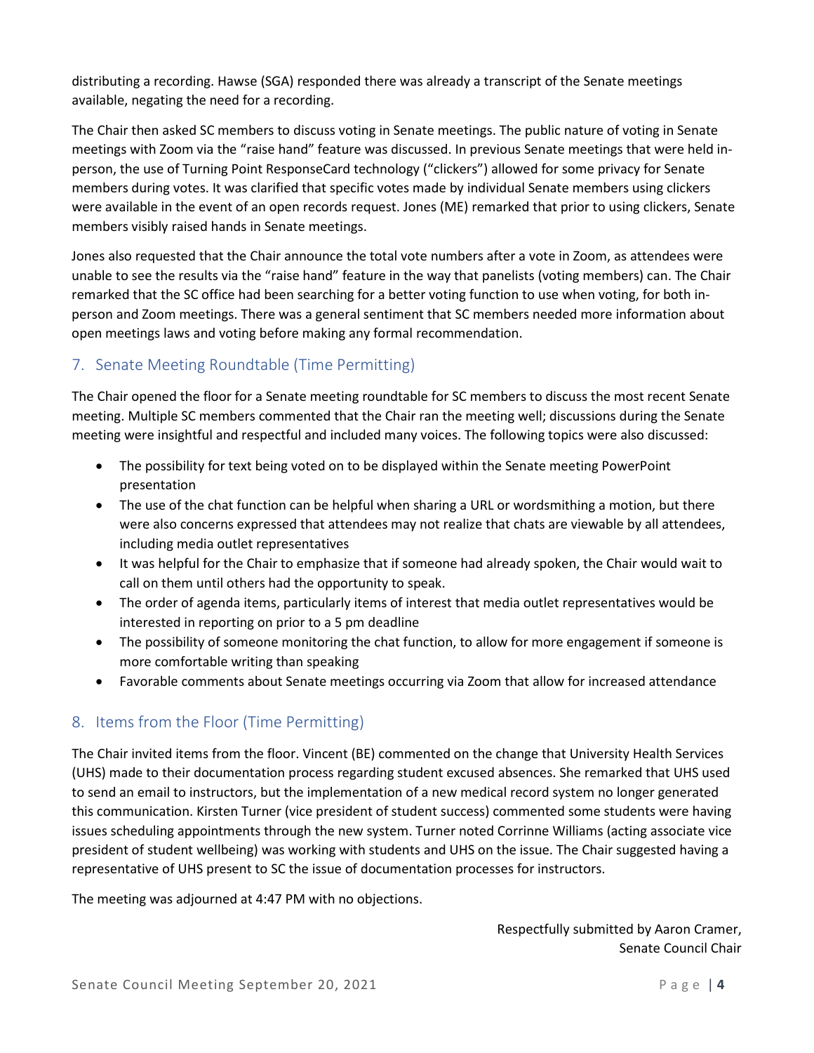distributing a recording. Hawse (SGA) responded there was already a transcript of the Senate meetings available, negating the need for a recording.

The Chair then asked SC members to discuss voting in Senate meetings. The public nature of voting in Senate meetings with Zoom via the "raise hand" feature was discussed. In previous Senate meetings that were held in-person, the use of Turning Point ResponseCard technology ("clickers") allowed for some privacy for Senate members during votes. It was clarified that specific votes made by individual Senate members using clickers were available in the event of an open records request. Jones (ME) remarked that prior to using clickers, Senate members visibly raised hands in Senate meetings.

Jones also requested that the Chair announce the total vote numbers after a vote in Zoom, as attendees were unable to see the results via the "raise hand" feature in the way that panelists (voting members) can. The Chair remarked that the SC office had been searching for a better voting function to use when voting, for both in-person and Zoom meetings. There was a general sentiment that SC members needed more information about open meetings laws and voting before making any formal recommendation.

## 7. Senate Meeting Roundtable (Time Permitting)

The Chair opened the floor for a Senate meeting roundtable for SC members to discuss the most recent Senate meeting. Multiple SC members commented that the Chair ran the meeting well; discussions during the Senate meeting were insightful and respectful and included many voices. The following topics were also discussed:

- The possibility for text being voted on to be displayed within the Senate meeting PowerPoint presentation
- The use of the chat function can be helpful when sharing a URL or wordsmithing a motion, but there were also concerns expressed that attendees may not realize that chats are viewable by all attendees, including media outlet representatives
- It was helpful for the Chair to emphasize that if someone had already spoken, the Chair would wait to call on them until others had the opportunity to speak.
- The order of agenda items, particularly items of interest that media outlet representatives would be interested in reporting on prior to a 5 pm deadline
- The possibility of someone monitoring the chat function, to allow for more engagement if someone is more comfortable writing than speaking
- Favorable comments about Senate meetings occurring via Zoom that allow for increased attendance

## 8. Items from the Floor (Time Permitting)

The Chair invited items from the floor. Vincent (BE) commented on the change that University Health Services (UHS) made to their documentation process regarding student excused absences. She remarked that UHS used to send an email to instructors, but the implementation of a new medical record system no longer generated this communication. Kirsten Turner (vice president of student success) commented some students were having issues scheduling appointments through the new system. Turner noted Corrinne Williams (acting associate vice president of student wellbeing) was working with students and UHS on the issue. The Chair suggested having a representative of UHS present to SC the issue of documentation processes for instructors.

The meeting was adjourned at 4:47 PM with no objections.

Respectfully submitted by Aaron Cramer,
Senate Council Chair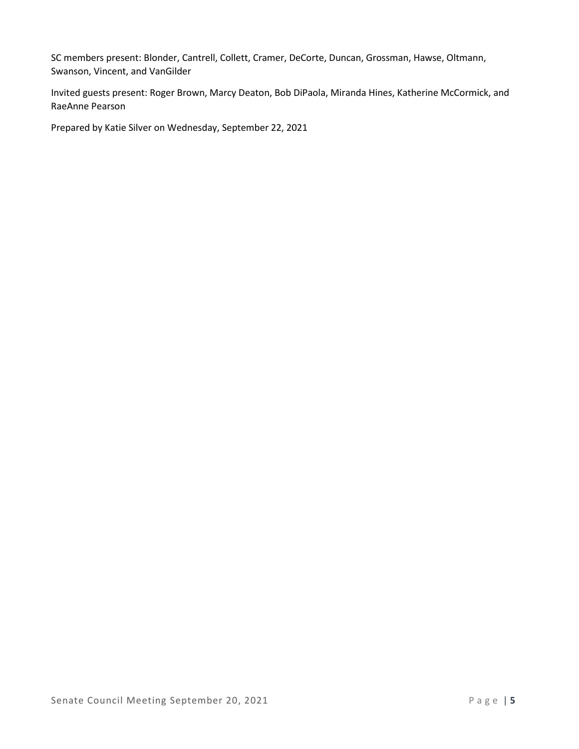SC members present: Blonder, Cantrell, Collett, Cramer, DeCorte, Duncan, Grossman, Hawse, Oltmann, Swanson, Vincent, and VanGilder

Invited guests present: Roger Brown, Marcy Deaton, Bob DiPaola, Miranda Hines, Katherine McCormick, and RaeAnne Pearson

Prepared by Katie Silver on Wednesday, September 22, 2021